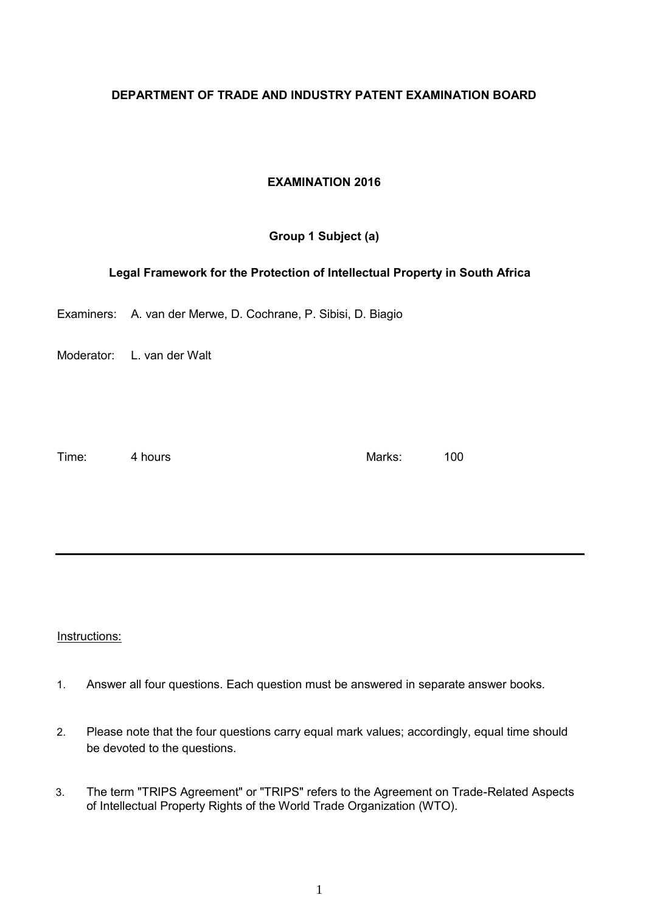**DEPARTMENT OF TRADE AND INDUSTRY PATENT EXAMINATION BOARD**

**EXAMINATION 2016**

**Group 1 Subject (a)**

**Legal Framework for the Protection of Intellectual Property in South Africa**

Examiners: A. van der Merwe, D. Cochrane, P. Sibisi, D. Biagio

Moderator: L. van der Walt

Time: 4 hours

Marks: 100

---

Instructions:

1. Answer all four questions. Each question must be answered in separate answer books.
2. Please note that the four questions carry equal mark values; accordingly, equal time should be devoted to the questions.
3. The term "TRIPS Agreement" or "TRIPS" refers to the Agreement on Trade-Related Aspects of Intellectual Property Rights of the World Trade Organization (WTO).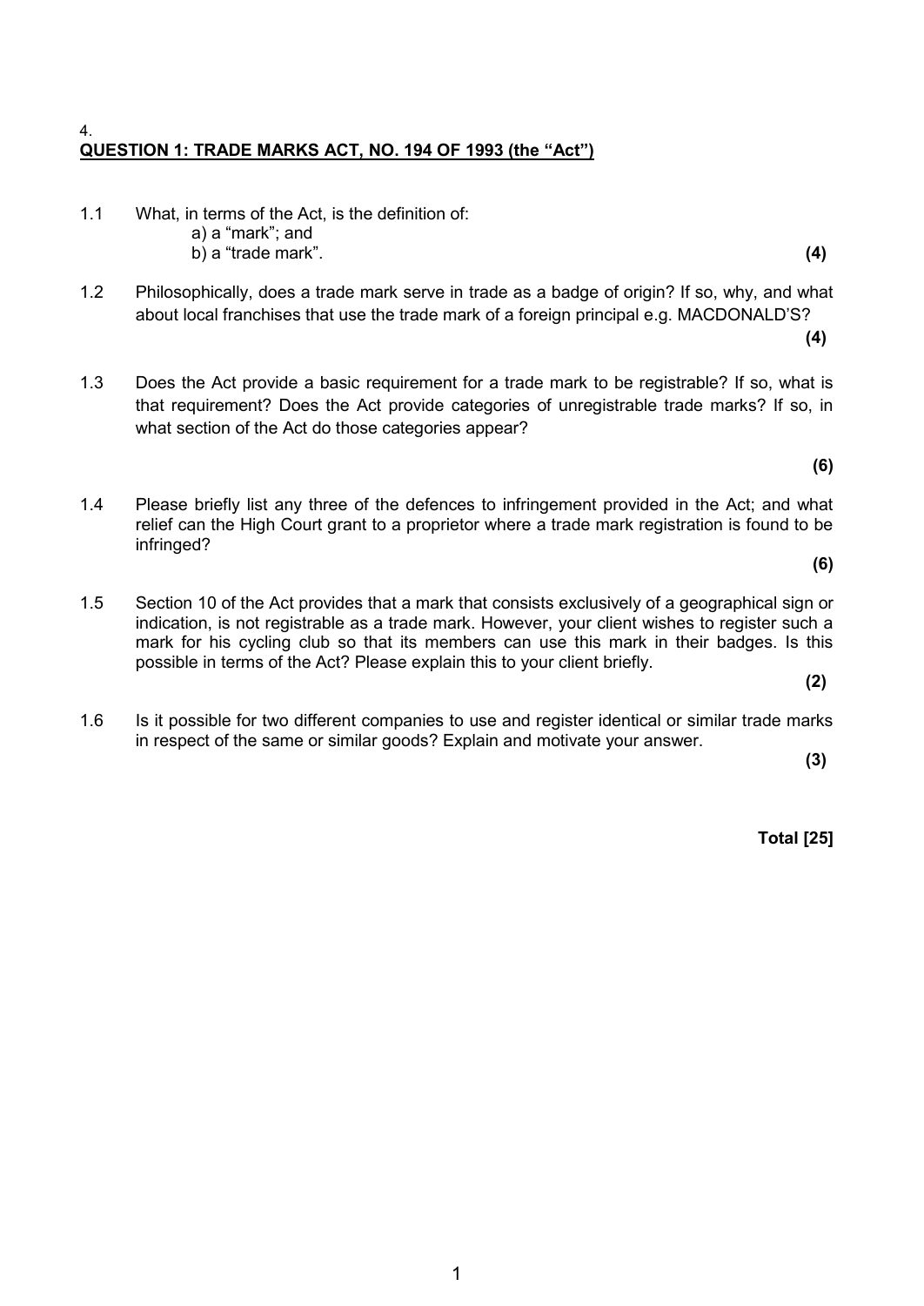4.

**QUESTION 1: TRADE MARKS ACT, NO. 194 OF 1993 (the "Act")**

1.1 What, in terms of the Act, is the definition of:
  a) a "mark"; and
  b) a "trade mark". **(4)**

1.2 Philosophically, does a trade mark serve in trade as a badge of origin? If so, why, and what about local franchises that use the trade mark of a foreign principal e.g. MACDONALD'S? **(4)**

1.3 Does the Act provide a basic requirement for a trade mark to be registrable? If so, what is that requirement? Does the Act provide categories of unregistrable trade marks? If so, in what section of the Act do those categories appear? **(6)**

1.4 Please briefly list any three of the defences to infringement provided in the Act; and what relief can the High Court grant to a proprietor where a trade mark registration is found to be infringed? **(6)**

1.5 Section 10 of the Act provides that a mark that consists exclusively of a geographical sign or indication, is not registrable as a trade mark. However, your client wishes to register such a mark for his cycling club so that its members can use this mark in their badges. Is this possible in terms of the Act? Please explain this to your client briefly. **(2)**

1.6 Is it possible for two different companies to use and register identical or similar trade marks in respect of the same or similar goods? Explain and motivate your answer. **(3)**

**Total [25]**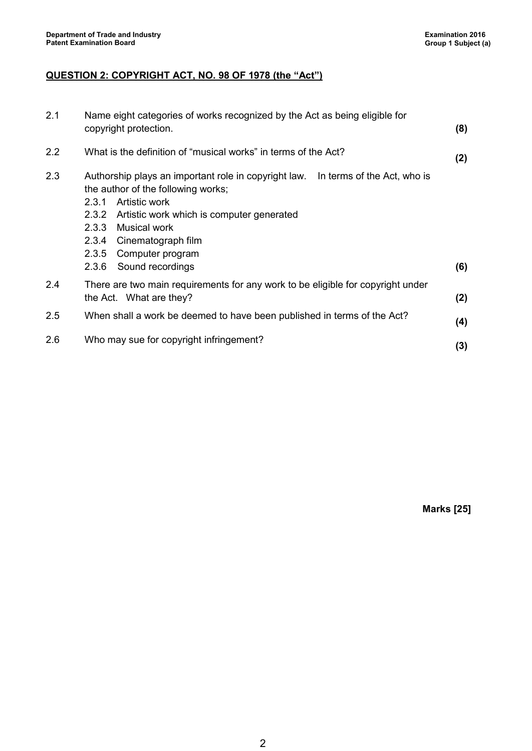## QUESTION 2: COPYRIGHT ACT, NO. 98 OF 1978 (the "Act")

| | | |
|---|---|---|
| 2.1 | Name eight categories of works recognized by the Act as being eligible for copyright protection. | **(8)** |
| 2.2 | What is the definition of "musical works" in terms of the Act? | **(2)** |
| 2.3 | Authorship plays an important role in copyright law. In terms of the Act, who is the author of the following works;<br>2.3.1 Artistic work<br>2.3.2 Artistic work which is computer generated<br>2.3.3 Musical work<br>2.3.4 Cinematograph film<br>2.3.5 Computer program<br>2.3.6 Sound recordings | **(6)** |
| 2.4 | There are two main requirements for any work to be eligible for copyright under the Act. What are they? | **(2)** |
| 2.5 | When shall a work be deemed to have been published in terms of the Act? | **(4)** |
| 2.6 | Who may sue for copyright infringement? | **(3)** |

**Marks [25]**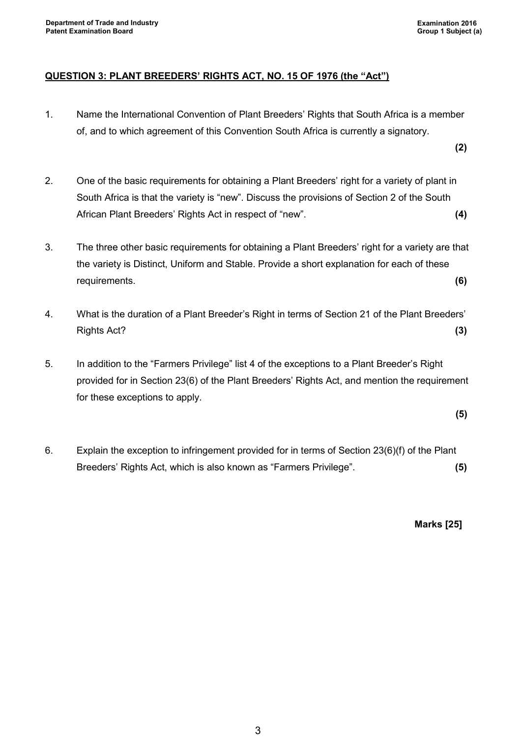## QUESTION 3: PLANT BREEDERS' RIGHTS ACT, NO. 15 OF 1976 (the "Act")

1. Name the International Convention of Plant Breeders' Rights that South Africa is a member of, and to which agreement of this Convention South Africa is currently a signatory. **(2)**

2. One of the basic requirements for obtaining a Plant Breeders' right for a variety of plant in South Africa is that the variety is "new". Discuss the provisions of Section 2 of the South African Plant Breeders' Rights Act in respect of "new". **(4)**

3. The three other basic requirements for obtaining a Plant Breeders' right for a variety are that the variety is Distinct, Uniform and Stable. Provide a short explanation for each of these requirements. **(6)**

4. What is the duration of a Plant Breeder's Right in terms of Section 21 of the Plant Breeders' Rights Act? **(3)**

5. In addition to the "Farmers Privilege" list 4 of the exceptions to a Plant Breeder's Right provided for in Section 23(6) of the Plant Breeders' Rights Act, and mention the requirement for these exceptions to apply. **(5)**

6. Explain the exception to infringement provided for in terms of Section 23(6)(f) of the Plant Breeders' Rights Act, which is also known as "Farmers Privilege". **(5)**

**Marks [25]**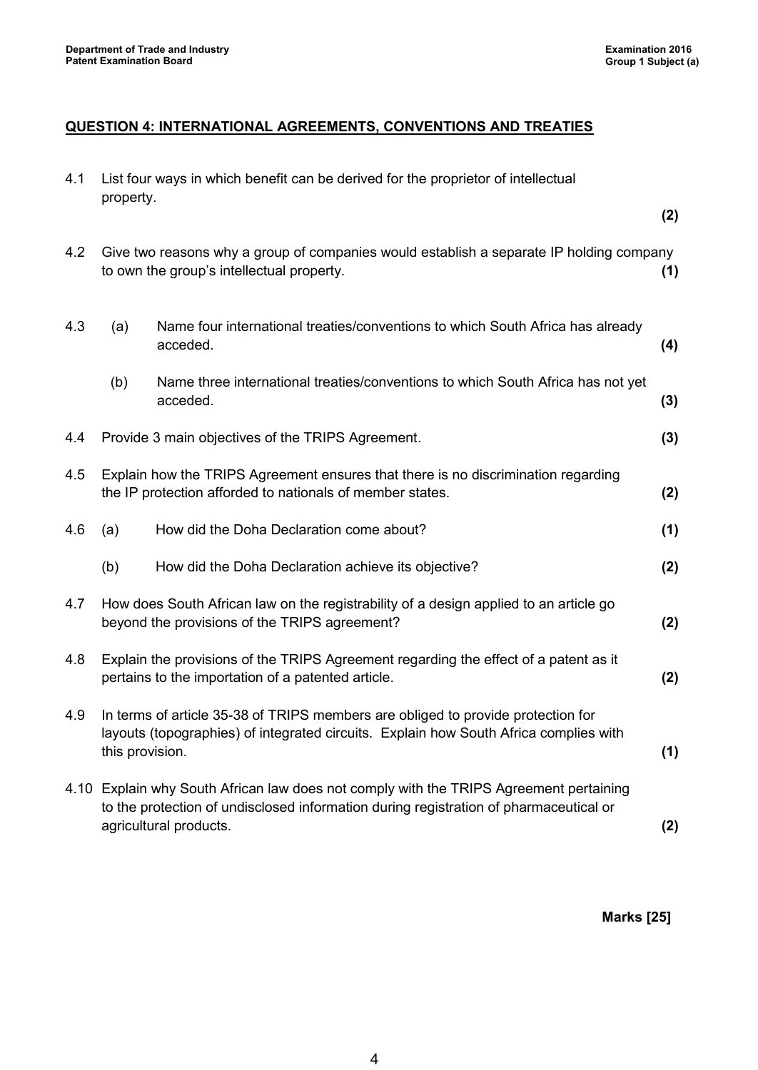## QUESTION 4: INTERNATIONAL AGREEMENTS, CONVENTIONS AND TREATIES

4.1 List four ways in which benefit can be derived for the proprietor of intellectual property. **(2)**

4.2 Give two reasons why a group of companies would establish a separate IP holding company to own the group's intellectual property. **(1)**

4.3 (a) Name four international treaties/conventions to which South Africa has already acceded. **(4)**

(b) Name three international treaties/conventions to which South Africa has not yet acceded. **(3)**

4.4 Provide 3 main objectives of the TRIPS Agreement. **(3)**

4.5 Explain how the TRIPS Agreement ensures that there is no discrimination regarding the IP protection afforded to nationals of member states. **(2)**

4.6 (a) How did the Doha Declaration come about? **(1)**

(b) How did the Doha Declaration achieve its objective? **(2)**

4.7 How does South African law on the registrability of a design applied to an article go beyond the provisions of the TRIPS agreement? **(2)**

4.8 Explain the provisions of the TRIPS Agreement regarding the effect of a patent as it pertains to the importation of a patented article. **(2)**

4.9 In terms of article 35-38 of TRIPS members are obliged to provide protection for layouts (topographies) of integrated circuits. Explain how South Africa complies with this provision. **(1)**

4.10 Explain why South African law does not comply with the TRIPS Agreement pertaining to the protection of undisclosed information during registration of pharmaceutical or agricultural products. **(2)**

**Marks [25]**